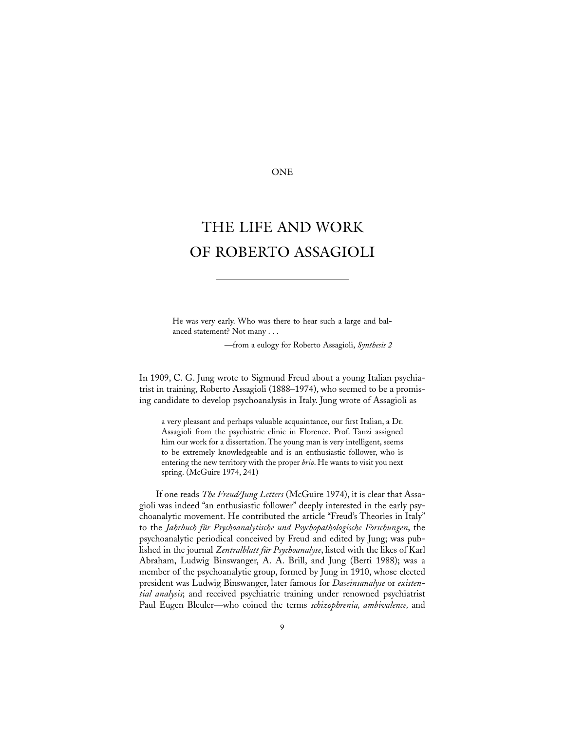ONE

# THE LIFE AND WORK OF ROBERTO ASSAGIOLI

> He was very early. Who was there to hear such a large and balanced statement? Not many . . .
>
> —from a eulogy for Roberto Assagioli, *Synthesis 2*

In 1909, C. G. Jung wrote to Sigmund Freud about a young Italian psychiatrist in training, Roberto Assagioli (1888–1974), who seemed to be a promising candidate to develop psychoanalysis in Italy. Jung wrote of Assagioli as

> a very pleasant and perhaps valuable acquaintance, our first Italian, a Dr. Assagioli from the psychiatric clinic in Florence. Prof. Tanzi assigned him our work for a dissertation. The young man is very intelligent, seems to be extremely knowledgeable and is an enthusiastic follower, who is entering the new territory with the proper *brio*. He wants to visit you next spring. (McGuire 1974, 241)

If one reads *The Freud/Jung Letters* (McGuire 1974), it is clear that Assagioli was indeed "an enthusiastic follower" deeply interested in the early psychoanalytic movement. He contributed the article "Freud's Theories in Italy" to the *Jahrbuch für Psychoanalytische und Psychopathologische Forschungen*, the psychoanalytic periodical conceived by Freud and edited by Jung; was published in the journal *Zentralblatt für Psychoanalyse*, listed with the likes of Karl Abraham, Ludwig Binswanger, A. A. Brill, and Jung (Berti 1988); was a member of the psychoanalytic group, formed by Jung in 1910, whose elected president was Ludwig Binswanger, later famous for *Daseinsanalyse* or *existential analysis*; and received psychiatric training under renowned psychiatrist Paul Eugen Bleuler—who coined the terms *schizophrenia, ambivalence,* and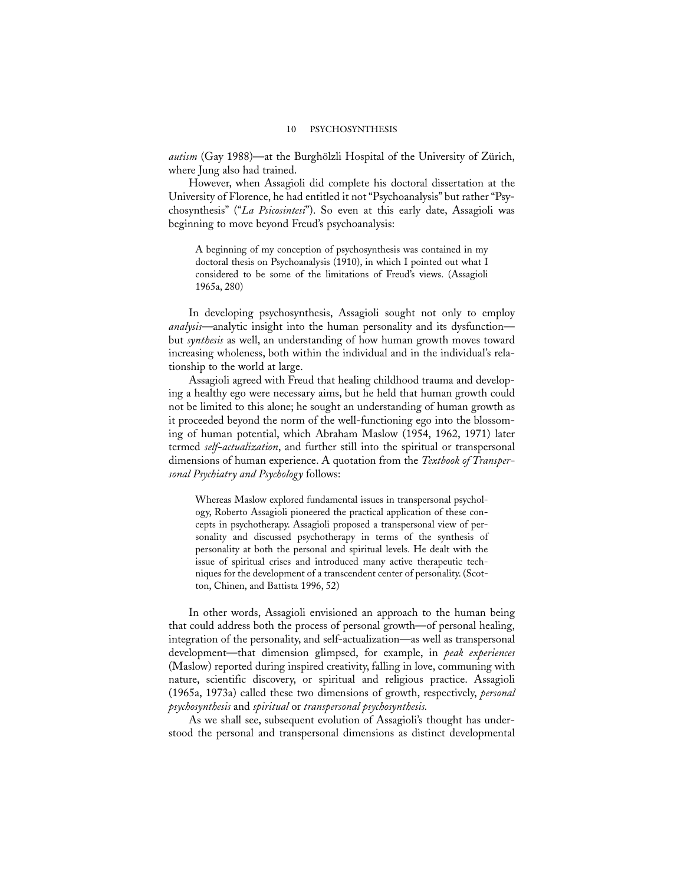*autism* (Gay 1988)—at the Burghölzli Hospital of the University of Zürich, where Jung also had trained.

However, when Assagioli did complete his doctoral dissertation at the University of Florence, he had entitled it not "Psychoanalysis" but rather "Psychosynthesis" ("*La Psicosintesi*"). So even at this early date, Assagioli was beginning to move beyond Freud's psychoanalysis:

> A beginning of my conception of psychosynthesis was contained in my doctoral thesis on Psychoanalysis (1910), in which I pointed out what I considered to be some of the limitations of Freud's views. (Assagioli 1965a, 280)

In developing psychosynthesis, Assagioli sought not only to employ *analysis*—analytic insight into the human personality and its dysfunction—but *synthesis* as well, an understanding of how human growth moves toward increasing wholeness, both within the individual and in the individual's relationship to the world at large.

Assagioli agreed with Freud that healing childhood trauma and developing a healthy ego were necessary aims, but he held that human growth could not be limited to this alone; he sought an understanding of human growth as it proceeded beyond the norm of the well-functioning ego into the blossoming of human potential, which Abraham Maslow (1954, 1962, 1971) later termed *self-actualization*, and further still into the spiritual or transpersonal dimensions of human experience. A quotation from the *Textbook of Transpersonal Psychiatry and Psychology* follows:

> Whereas Maslow explored fundamental issues in transpersonal psychology, Roberto Assagioli pioneered the practical application of these concepts in psychotherapy. Assagioli proposed a transpersonal view of personality and discussed psychotherapy in terms of the synthesis of personality at both the personal and spiritual levels. He dealt with the issue of spiritual crises and introduced many active therapeutic techniques for the development of a transcendent center of personality. (Scotton, Chinen, and Battista 1996, 52)

In other words, Assagioli envisioned an approach to the human being that could address both the process of personal growth—of personal healing, integration of the personality, and self-actualization—as well as transpersonal development—that dimension glimpsed, for example, in *peak experiences* (Maslow) reported during inspired creativity, falling in love, communing with nature, scientific discovery, or spiritual and religious practice. Assagioli (1965a, 1973a) called these two dimensions of growth, respectively, *personal psychosynthesis* and *spiritual* or *transpersonal psychosynthesis.*

As we shall see, subsequent evolution of Assagioli's thought has understood the personal and transpersonal dimensions as distinct developmental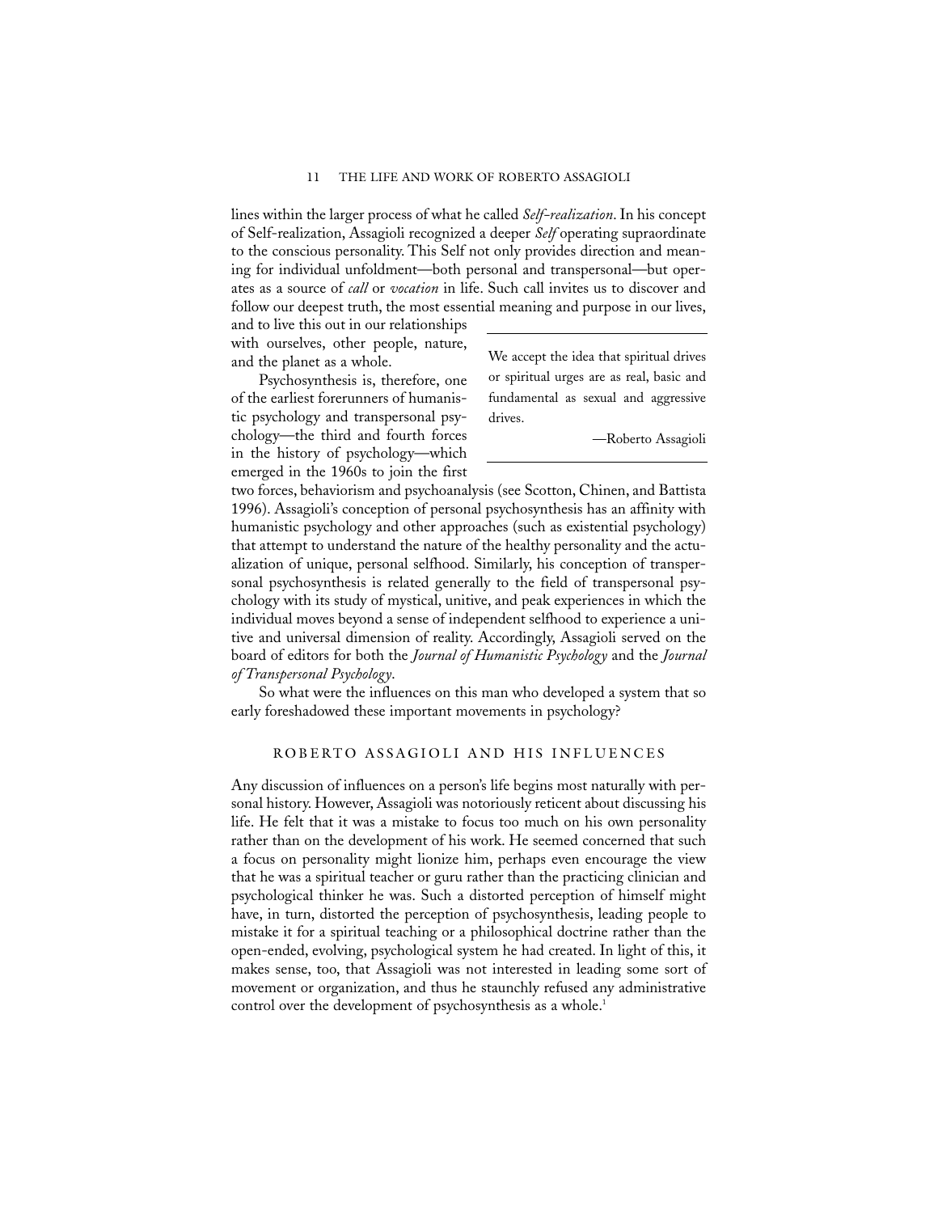lines within the larger process of what he called *Self-realization*. In his concept of Self-realization, Assagioli recognized a deeper *Self* operating supraordinate to the conscious personality. This Self not only provides direction and meaning for individual unfoldment—both personal and transpersonal—but operates as a source of *call* or *vocation* in life. Such call invites us to discover and follow our deepest truth, the most essential meaning and purpose in our lives, and to live this out in our relationships with ourselves, other people, nature, and the planet as a whole.

> We accept the idea that spiritual drives or spiritual urges are as real, basic and fundamental as sexual and aggressive drives.
>
> —Roberto Assagioli

Psychosynthesis is, therefore, one of the earliest forerunners of humanistic psychology and transpersonal psychology—the third and fourth forces in the history of psychology—which emerged in the 1960s to join the first two forces, behaviorism and psychoanalysis (see Scotton, Chinen, and Battista 1996). Assagioli's conception of personal psychosynthesis has an affinity with humanistic psychology and other approaches (such as existential psychology) that attempt to understand the nature of the healthy personality and the actualization of unique, personal selfhood. Similarly, his conception of transpersonal psychosynthesis is related generally to the field of transpersonal psychology with its study of mystical, unitive, and peak experiences in which the individual moves beyond a sense of independent selfhood to experience a unitive and universal dimension of reality. Accordingly, Assagioli served on the board of editors for both the *Journal of Humanistic Psychology* and the *Journal of Transpersonal Psychology*.

So what were the influences on this man who developed a system that so early foreshadowed these important movements in psychology?

## ROBERTO ASSAGIOLI AND HIS INFLUENCES

Any discussion of influences on a person's life begins most naturally with personal history. However, Assagioli was notoriously reticent about discussing his life. He felt that it was a mistake to focus too much on his own personality rather than on the development of his work. He seemed concerned that such a focus on personality might lionize him, perhaps even encourage the view that he was a spiritual teacher or guru rather than the practicing clinician and psychological thinker he was. Such a distorted perception of himself might have, in turn, distorted the perception of psychosynthesis, leading people to mistake it for a spiritual teaching or a philosophical doctrine rather than the open-ended, evolving, psychological system he had created. In light of this, it makes sense, too, that Assagioli was not interested in leading some sort of movement or organization, and thus he staunchly refused any administrative control over the development of psychosynthesis as a whole.[1]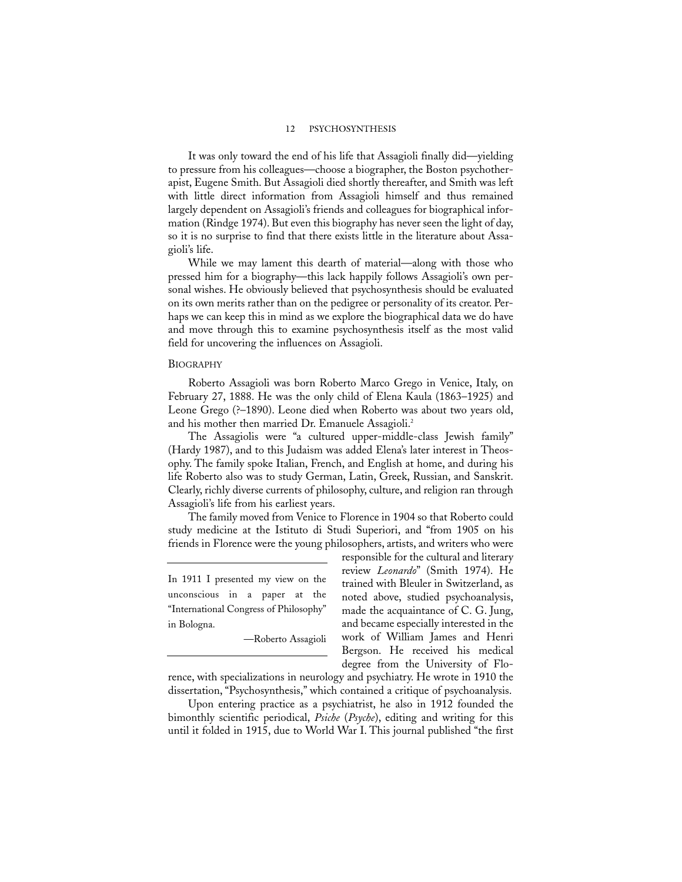It was only toward the end of his life that Assagioli finally did—yielding to pressure from his colleagues—choose a biographer, the Boston psychotherapist, Eugene Smith. But Assagioli died shortly thereafter, and Smith was left with little direct information from Assagioli himself and thus remained largely dependent on Assagioli's friends and colleagues for biographical information (Rindge 1974). But even this biography has never seen the light of day, so it is no surprise to find that there exists little in the literature about Assagioli's life.

While we may lament this dearth of material—along with those who pressed him for a biography—this lack happily follows Assagioli's own personal wishes. He obviously believed that psychosynthesis should be evaluated on its own merits rather than on the pedigree or personality of its creator. Perhaps we can keep this in mind as we explore the biographical data we do have and move through this to examine psychosynthesis itself as the most valid field for uncovering the influences on Assagioli.

## Biography

Roberto Assagioli was born Roberto Marco Grego in Venice, Italy, on February 27, 1888. He was the only child of Elena Kaula (1863–1925) and Leone Grego (?–1890). Leone died when Roberto was about two years old, and his mother then married Dr. Emanuele Assagioli.[2]

The Assagiolis were "a cultured upper-middle-class Jewish family" (Hardy 1987), and to this Judaism was added Elena's later interest in Theosophy. The family spoke Italian, French, and English at home, and during his life Roberto also was to study German, Latin, Greek, Russian, and Sanskrit. Clearly, richly diverse currents of philosophy, culture, and religion ran through Assagioli's life from his earliest years.

The family moved from Venice to Florence in 1904 so that Roberto could study medicine at the Istituto di Studi Superiori, and "from 1905 on his friends in Florence were the young philosophers, artists, and writers who were responsible for the cultural and literary review *Leonardo*" (Smith 1974). He trained with Bleuler in Switzerland, as noted above, studied psychoanalysis, made the acquaintance of C. G. Jung, and became especially interested in the work of William James and Henri Bergson. He received his medical degree from the University of Florence, with specializations in neurology and psychiatry. He wrote in 1910 the dissertation, "Psychosynthesis," which contained a critique of psychoanalysis.

> In 1911 I presented my view on the unconscious in a paper at the "International Congress of Philosophy" in Bologna.
>
> —Roberto Assagioli

Upon entering practice as a psychiatrist, he also in 1912 founded the bimonthly scientific periodical, *Psiche* (*Psyche*), editing and writing for this until it folded in 1915, due to World War I. This journal published "the first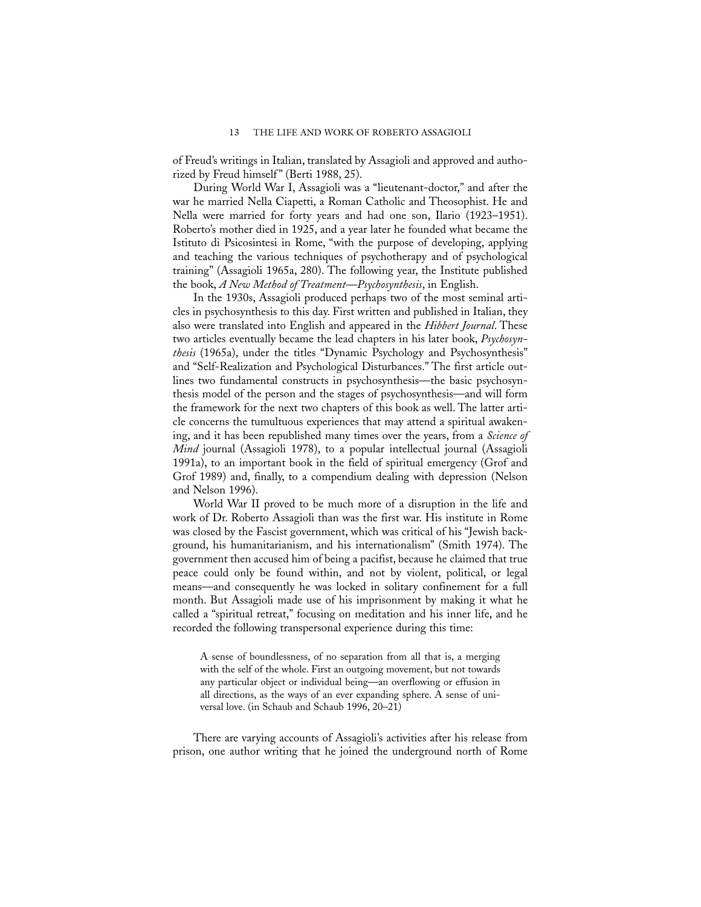of Freud's writings in Italian, translated by Assagioli and approved and authorized by Freud himself" (Berti 1988, 25).

During World War I, Assagioli was a "lieutenant-doctor," and after the war he married Nella Ciapetti, a Roman Catholic and Theosophist. He and Nella were married for forty years and had one son, Ilario (1923–1951). Roberto's mother died in 1925, and a year later he founded what became the Istituto di Psicosintesi in Rome, "with the purpose of developing, applying and teaching the various techniques of psychotherapy and of psychological training" (Assagioli 1965a, 280). The following year, the Institute published the book, *A New Method of Treatment—Psychosynthesis*, in English.

In the 1930s, Assagioli produced perhaps two of the most seminal articles in psychosynthesis to this day. First written and published in Italian, they also were translated into English and appeared in the *Hibbert Journal*. These two articles eventually became the lead chapters in his later book, *Psychosynthesis* (1965a), under the titles "Dynamic Psychology and Psychosynthesis" and "Self-Realization and Psychological Disturbances." The first article outlines two fundamental constructs in psychosynthesis—the basic psychosynthesis model of the person and the stages of psychosynthesis—and will form the framework for the next two chapters of this book as well. The latter article concerns the tumultuous experiences that may attend a spiritual awakening, and it has been republished many times over the years, from a *Science of Mind* journal (Assagioli 1978), to a popular intellectual journal (Assagioli 1991a), to an important book in the field of spiritual emergency (Grof and Grof 1989) and, finally, to a compendium dealing with depression (Nelson and Nelson 1996).

World War II proved to be much more of a disruption in the life and work of Dr. Roberto Assagioli than was the first war. His institute in Rome was closed by the Fascist government, which was critical of his "Jewish background, his humanitarianism, and his internationalism" (Smith 1974). The government then accused him of being a pacifist, because he claimed that true peace could only be found within, and not by violent, political, or legal means—and consequently he was locked in solitary confinement for a full month. But Assagioli made use of his imprisonment by making it what he called a "spiritual retreat," focusing on meditation and his inner life, and he recorded the following transpersonal experience during this time:

> A sense of boundlessness, of no separation from all that is, a merging with the self of the whole. First an outgoing movement, but not towards any particular object or individual being—an overflowing or effusion in all directions, as the ways of an ever expanding sphere. A sense of universal love. (in Schaub and Schaub 1996, 20–21)

There are varying accounts of Assagioli's activities after his release from prison, one author writing that he joined the underground north of Rome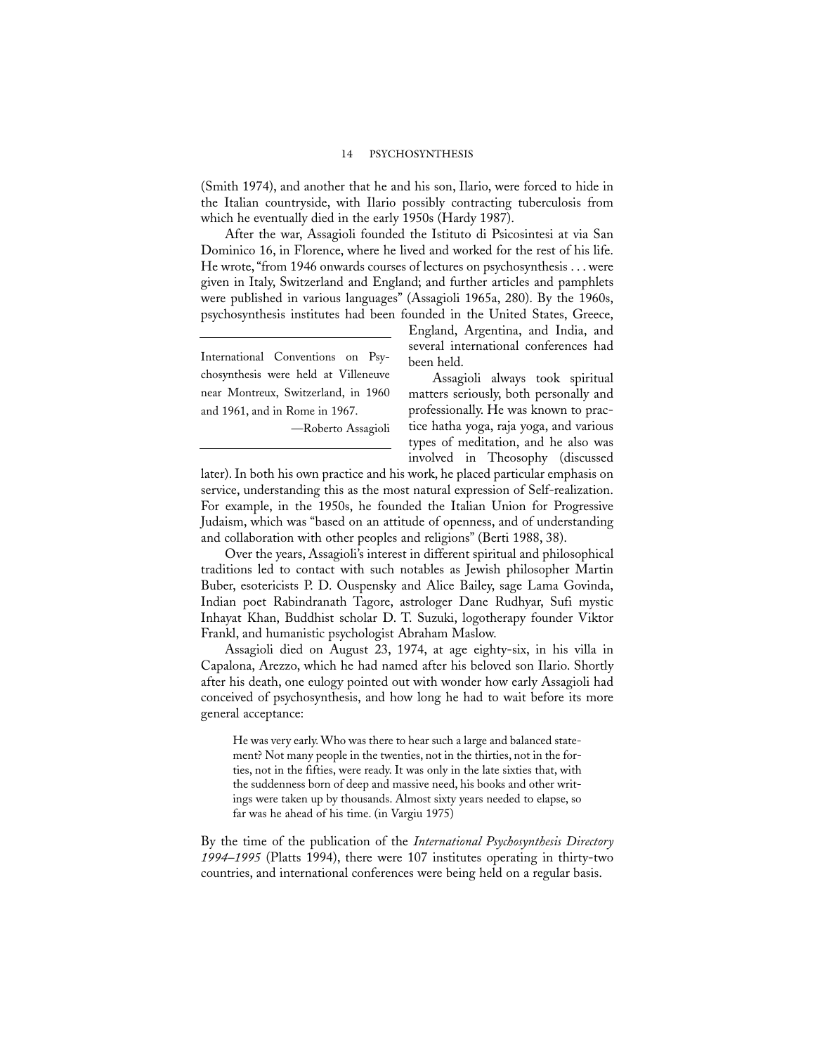(Smith 1974), and another that he and his son, Ilario, were forced to hide in the Italian countryside, with Ilario possibly contracting tuberculosis from which he eventually died in the early 1950s (Hardy 1987).

After the war, Assagioli founded the Istituto di Psicosintesi at via San Dominico 16, in Florence, where he lived and worked for the rest of his life. He wrote, "from 1946 onwards courses of lectures on psychosynthesis . . . were given in Italy, Switzerland and England; and further articles and pamphlets were published in various languages" (Assagioli 1965a, 280). By the 1960s, psychosynthesis institutes had been founded in the United States, Greece, England, Argentina, and India, and several international conferences had been held.

> International Conventions on Psychosynthesis were held at Villeneuve near Montreux, Switzerland, in 1960 and 1961, and in Rome in 1967.
>
> —Roberto Assagioli

Assagioli always took spiritual matters seriously, both personally and professionally. He was known to practice hatha yoga, raja yoga, and various types of meditation, and he also was involved in Theosophy (discussed later). In both his own practice and his work, he placed particular emphasis on service, understanding this as the most natural expression of Self-realization. For example, in the 1950s, he founded the Italian Union for Progressive Judaism, which was "based on an attitude of openness, and of understanding and collaboration with other peoples and religions" (Berti 1988, 38).

Over the years, Assagioli's interest in different spiritual and philosophical traditions led to contact with such notables as Jewish philosopher Martin Buber, esotericists P. D. Ouspensky and Alice Bailey, sage Lama Govinda, Indian poet Rabindranath Tagore, astrologer Dane Rudhyar, Sufi mystic Inhayat Khan, Buddhist scholar D. T. Suzuki, logotherapy founder Viktor Frankl, and humanistic psychologist Abraham Maslow.

Assagioli died on August 23, 1974, at age eighty-six, in his villa in Capalona, Arezzo, which he had named after his beloved son Ilario. Shortly after his death, one eulogy pointed out with wonder how early Assagioli had conceived of psychosynthesis, and how long he had to wait before its more general acceptance:

> He was very early. Who was there to hear such a large and balanced statement? Not many people in the twenties, not in the thirties, not in the forties, not in the fifties, were ready. It was only in the late sixties that, with the suddenness born of deep and massive need, his books and other writings were taken up by thousands. Almost sixty years needed to elapse, so far was he ahead of his time. (in Vargiu 1975)

By the time of the publication of the *International Psychosynthesis Directory 1994–1995* (Platts 1994), there were 107 institutes operating in thirty-two countries, and international conferences were being held on a regular basis.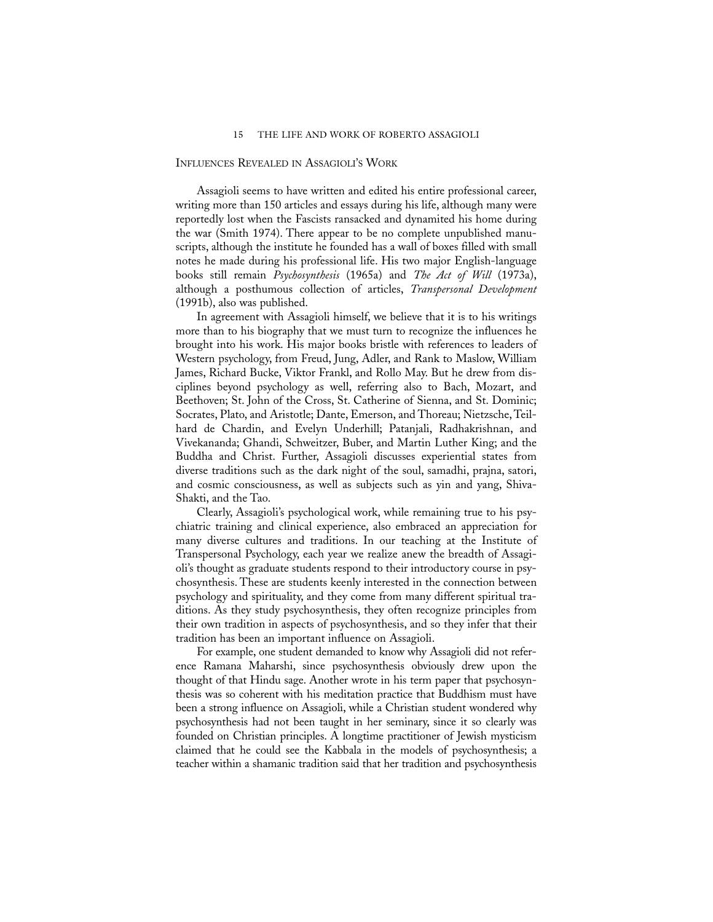## Influences Revealed in Assagioli's Work

Assagioli seems to have written and edited his entire professional career, writing more than 150 articles and essays during his life, although many were reportedly lost when the Fascists ransacked and dynamited his home during the war (Smith 1974). There appear to be no complete unpublished manuscripts, although the institute he founded has a wall of boxes filled with small notes he made during his professional life. His two major English-language books still remain *Psychosynthesis* (1965a) and *The Act of Will* (1973a), although a posthumous collection of articles, *Transpersonal Development* (1991b), also was published.

In agreement with Assagioli himself, we believe that it is to his writings more than to his biography that we must turn to recognize the influences he brought into his work. His major books bristle with references to leaders of Western psychology, from Freud, Jung, Adler, and Rank to Maslow, William James, Richard Bucke, Viktor Frankl, and Rollo May. But he drew from disciplines beyond psychology as well, referring also to Bach, Mozart, and Beethoven; St. John of the Cross, St. Catherine of Sienna, and St. Dominic; Socrates, Plato, and Aristotle; Dante, Emerson, and Thoreau; Nietzsche, Teilhard de Chardin, and Evelyn Underhill; Patanjali, Radhakrishnan, and Vivekananda; Ghandi, Schweitzer, Buber, and Martin Luther King; and the Buddha and Christ. Further, Assagioli discusses experiential states from diverse traditions such as the dark night of the soul, samadhi, prajna, satori, and cosmic consciousness, as well as subjects such as yin and yang, Shiva-Shakti, and the Tao.

Clearly, Assagioli's psychological work, while remaining true to his psychiatric training and clinical experience, also embraced an appreciation for many diverse cultures and traditions. In our teaching at the Institute of Transpersonal Psychology, each year we realize anew the breadth of Assagioli's thought as graduate students respond to their introductory course in psychosynthesis. These are students keenly interested in the connection between psychology and spirituality, and they come from many different spiritual traditions. As they study psychosynthesis, they often recognize principles from their own tradition in aspects of psychosynthesis, and so they infer that their tradition has been an important influence on Assagioli.

For example, one student demanded to know why Assagioli did not reference Ramana Maharshi, since psychosynthesis obviously drew upon the thought of that Hindu sage. Another wrote in his term paper that psychosynthesis was so coherent with his meditation practice that Buddhism must have been a strong influence on Assagioli, while a Christian student wondered why psychosynthesis had not been taught in her seminary, since it so clearly was founded on Christian principles. A longtime practitioner of Jewish mysticism claimed that he could see the Kabbala in the models of psychosynthesis; a teacher within a shamanic tradition said that her tradition and psychosynthesis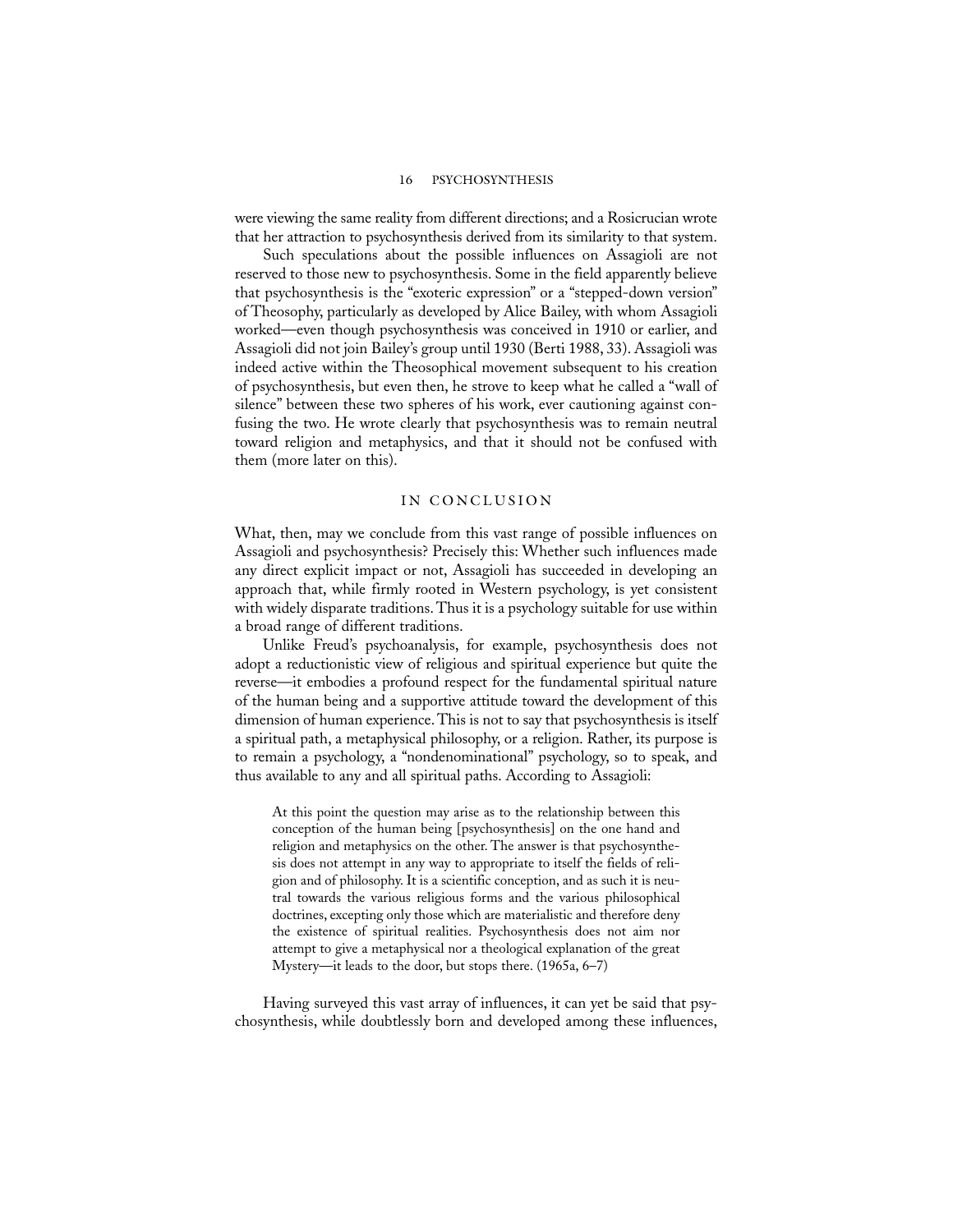were viewing the same reality from different directions; and a Rosicrucian wrote that her attraction to psychosynthesis derived from its similarity to that system.

Such speculations about the possible influences on Assagioli are not reserved to those new to psychosynthesis. Some in the field apparently believe that psychosynthesis is the "exoteric expression" or a "stepped-down version" of Theosophy, particularly as developed by Alice Bailey, with whom Assagioli worked—even though psychosynthesis was conceived in 1910 or earlier, and Assagioli did not join Bailey's group until 1930 (Berti 1988, 33). Assagioli was indeed active within the Theosophical movement subsequent to his creation of psychosynthesis, but even then, he strove to keep what he called a "wall of silence" between these two spheres of his work, ever cautioning against confusing the two. He wrote clearly that psychosynthesis was to remain neutral toward religion and metaphysics, and that it should not be confused with them (more later on this).

## IN CONCLUSION

What, then, may we conclude from this vast range of possible influences on Assagioli and psychosynthesis? Precisely this: Whether such influences made any direct explicit impact or not, Assagioli has succeeded in developing an approach that, while firmly rooted in Western psychology, is yet consistent with widely disparate traditions. Thus it is a psychology suitable for use within a broad range of different traditions.

Unlike Freud's psychoanalysis, for example, psychosynthesis does not adopt a reductionistic view of religious and spiritual experience but quite the reverse—it embodies a profound respect for the fundamental spiritual nature of the human being and a supportive attitude toward the development of this dimension of human experience. This is not to say that psychosynthesis is itself a spiritual path, a metaphysical philosophy, or a religion. Rather, its purpose is to remain a psychology, a "nondenominational" psychology, so to speak, and thus available to any and all spiritual paths. According to Assagioli:

> At this point the question may arise as to the relationship between this conception of the human being [psychosynthesis] on the one hand and religion and metaphysics on the other. The answer is that psychosynthesis does not attempt in any way to appropriate to itself the fields of religion and of philosophy. It is a scientific conception, and as such it is neutral towards the various religious forms and the various philosophical doctrines, excepting only those which are materialistic and therefore deny the existence of spiritual realities. Psychosynthesis does not aim nor attempt to give a metaphysical nor a theological explanation of the great Mystery—it leads to the door, but stops there. (1965a, 6–7)

Having surveyed this vast array of influences, it can yet be said that psychosynthesis, while doubtlessly born and developed among these influences,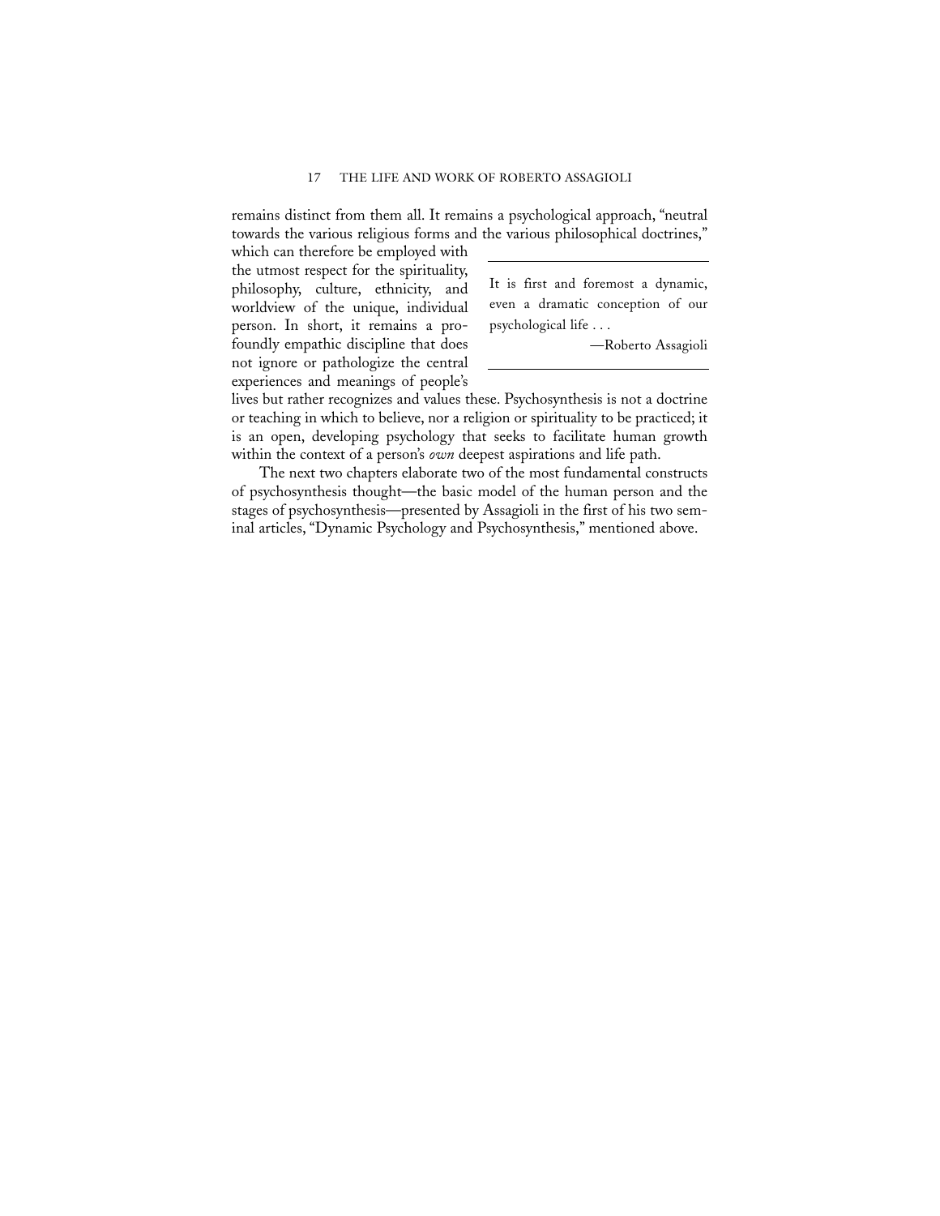remains distinct from them all. It remains a psychological approach, "neutral towards the various religious forms and the various philosophical doctrines," which can therefore be employed with the utmost respect for the spirituality, philosophy, culture, ethnicity, and worldview of the unique, individual person. In short, it remains a profoundly empathic discipline that does not ignore or pathologize the central experiences and meanings of people's lives but rather recognizes and values these. Psychosynthesis is not a doctrine or teaching in which to believe, nor a religion or spirituality to be practiced; it is an open, developing psychology that seeks to facilitate human growth within the context of a person's *own* deepest aspirations and life path.

> It is first and foremost a dynamic, even a dramatic conception of our psychological life . . .
>
> —Roberto Assagioli

The next two chapters elaborate two of the most fundamental constructs of psychosynthesis thought—the basic model of the human person and the stages of psychosynthesis—presented by Assagioli in the first of his two seminal articles, "Dynamic Psychology and Psychosynthesis," mentioned above.